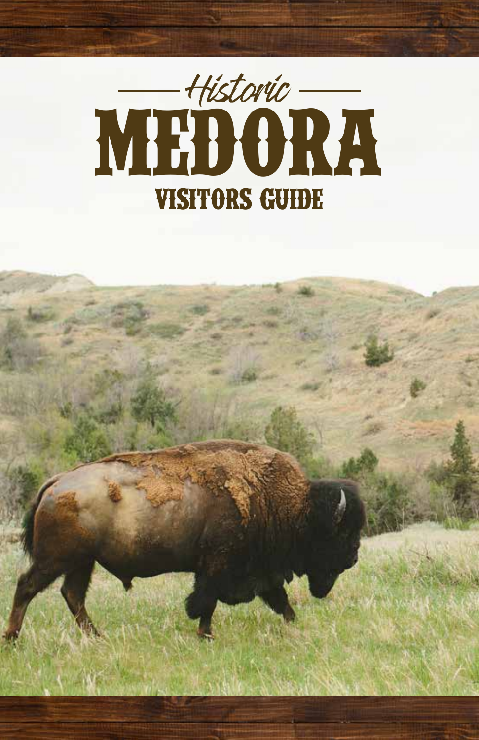# Historic MEDORA

## VISITORS GUIDE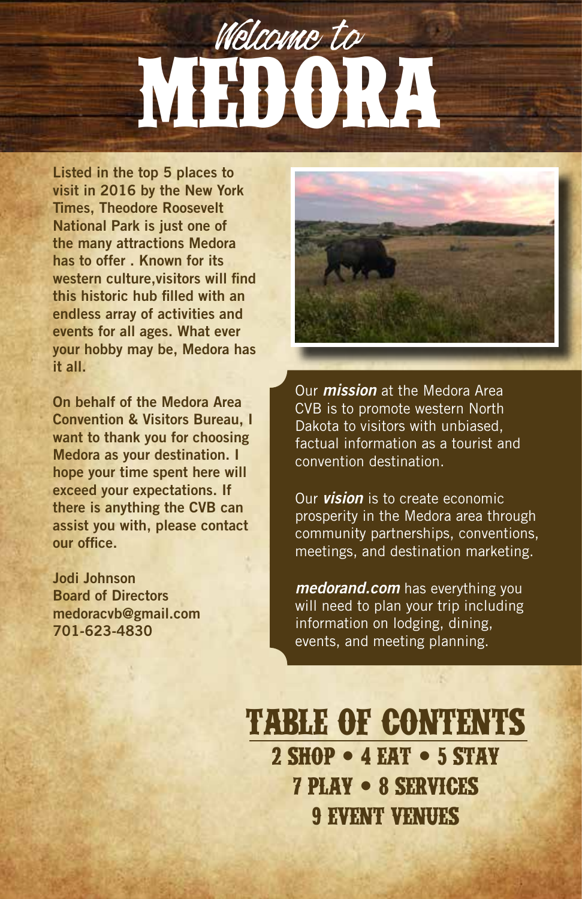# Welcome to MEDORA

**Listed in the top 5 places to visit in 2016 by the New York Times, Theodore Roosevelt National Park is just one of the many attractions Medora has to offer . Known for its western culture,visitors will find this historic hub filled with an endless array of activities and events for all ages. What ever your hobby may be, Medora has it all.**

**On behalf of the Medora Area Convention & Visitors Bureau, I want to thank you for choosing Medora as your destination. I hope your time spent here will exceed your expectations. If there is anything the CVB can assist you with, please contact our office.**

**Jodi Johnson**
**Board of Directors**
**medoracvb@gmail.com**
**701-623-4830**

Our ***mission*** at the Medora Area CVB is to promote western North Dakota to visitors with unbiased, factual information as a tourist and convention destination.

Our ***vision*** is to create economic prosperity in the Medora area through community partnerships, conventions, meetings, and destination marketing.

***medorand.com*** has everything you will need to plan your trip including information on lodging, dining, events, and meeting planning.

## TABLE OF CONTENTS

2 SHOP • 4 EAT • 5 STAY
7 PLAY • 8 SERVICES
9 EVENT VENUES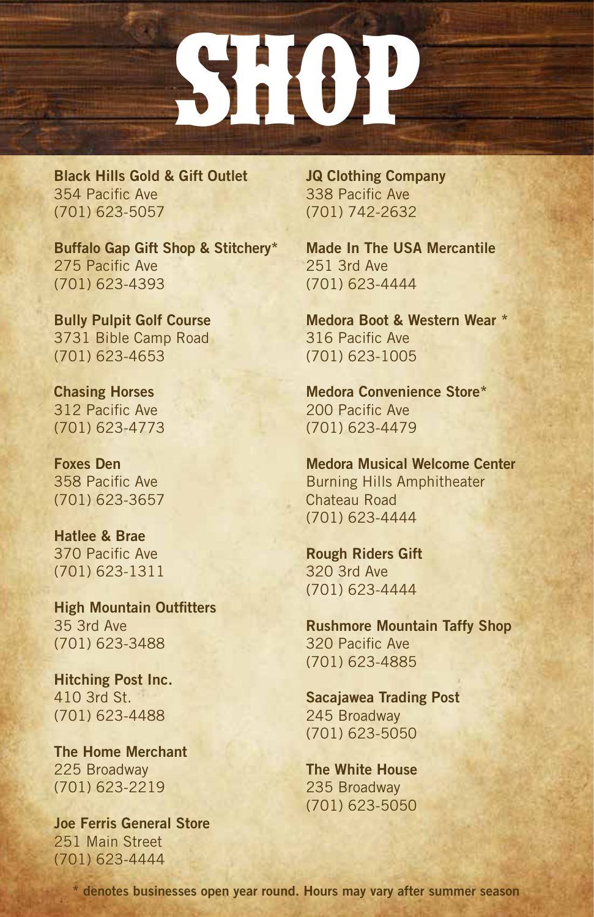# SHOP

**Black Hills Gold & Gift Outlet**
354 Pacific Ave
(701) 623-5057

**Buffalo Gap Gift Shop & Stitchery***
275 Pacific Ave
(701) 623-4393

**Bully Pulpit Golf Course**
3731 Bible Camp Road
(701) 623-4653

**Chasing Horses**
312 Pacific Ave
(701) 623-4773

**Foxes Den**
358 Pacific Ave
(701) 623-3657

**Hatlee & Brae**
370 Pacific Ave
(701) 623-1311

**High Mountain Outfitters**
35 3rd Ave
(701) 623-3488

**Hitching Post Inc.**
410 3rd St.
(701) 623-4488

**The Home Merchant**
225 Broadway
(701) 623-2219

**Joe Ferris General Store**
251 Main Street
(701) 623-4444

**JQ Clothing Company**
338 Pacific Ave
(701) 742-2632

**Made In The USA Mercantile**
251 3rd Ave
(701) 623-4444

**Medora Boot & Western Wear ***
316 Pacific Ave
(701) 623-1005

**Medora Convenience Store***
200 Pacific Ave
(701) 623-4479

**Medora Musical Welcome Center**
Burning Hills Amphitheater
Chateau Road
(701) 623-4444

**Rough Riders Gift**
320 3rd Ave
(701) 623-4444

**Rushmore Mountain Taffy Shop**
320 Pacific Ave
(701) 623-4885

**Sacajawea Trading Post**
245 Broadway
(701) 623-5050

**The White House**
235 Broadway
(701) 623-5050

**\* denotes businesses open year round. Hours may vary after summer season**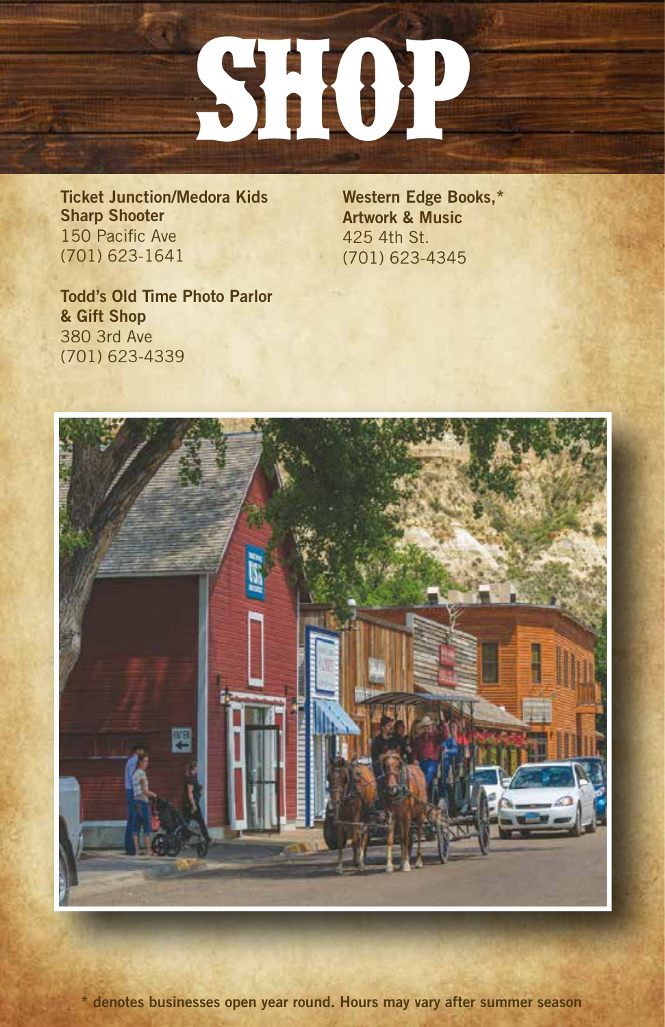# SHOP

**Ticket Junction/Medora Kids Sharp Shooter**
150 Pacific Ave
(701) 623-1641

**Todd's Old Time Photo Parlor & Gift Shop**
380 3rd Ave
(701) 623-4339

**Western Edge Books,* Artwork & Music**
425 4th St.
(701) 623-4345

**\* denotes businesses open year round. Hours may vary after summer season**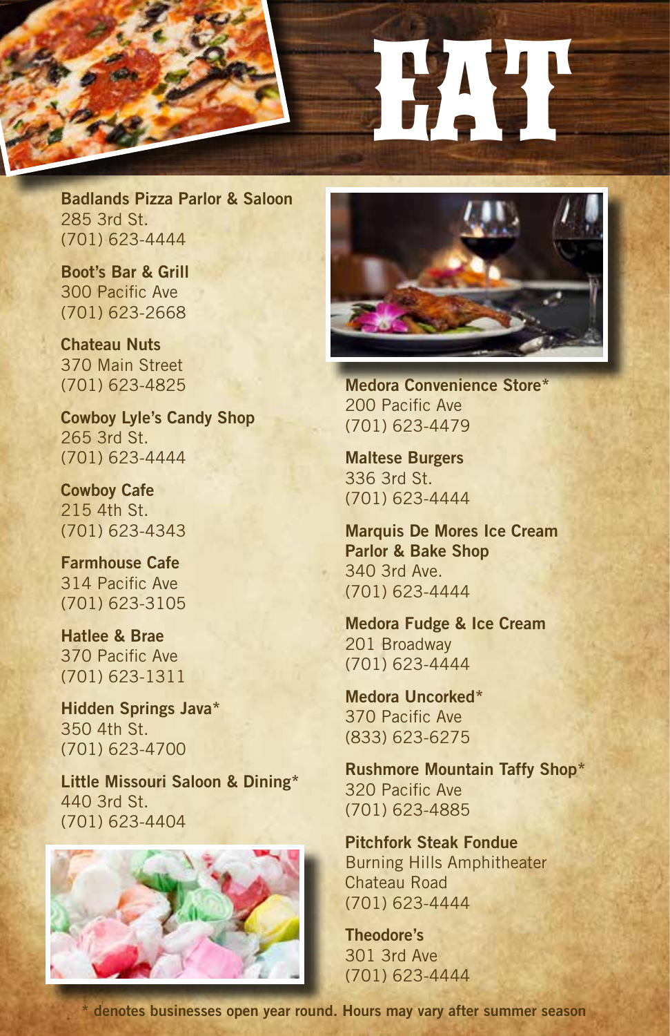# EAT

**Badlands Pizza Parlor & Saloon**
285 3rd St.
(701) 623-4444

**Boot's Bar & Grill**
300 Pacific Ave
(701) 623-2668

**Chateau Nuts**
370 Main Street
(701) 623-4825

**Cowboy Lyle's Candy Shop**
265 3rd St.
(701) 623-4444

**Cowboy Cafe**
215 4th St.
(701) 623-4343

**Farmhouse Cafe**
314 Pacific Ave
(701) 623-3105

**Hatlee & Brae**
370 Pacific Ave
(701) 623-1311

**Hidden Springs Java***
350 4th St.
(701) 623-4700

**Little Missouri Saloon & Dining***
440 3rd St.
(701) 623-4404

**Medora Convenience Store***
200 Pacific Ave
(701) 623-4479

**Maltese Burgers**
336 3rd St.
(701) 623-4444

**Marquis De Mores Ice Cream Parlor & Bake Shop**
340 3rd Ave.
(701) 623-4444

**Medora Fudge & Ice Cream**
201 Broadway
(701) 623-4444

**Medora Uncorked***
370 Pacific Ave
(833) 623-6275

**Rushmore Mountain Taffy Shop***
320 Pacific Ave
(701) 623-4885

**Pitchfork Steak Fondue**
Burning Hills Amphitheater
Chateau Road
(701) 623-4444

**Theodore's**
301 3rd Ave
(701) 623-4444

**\* denotes businesses open year round. Hours may vary after summer season**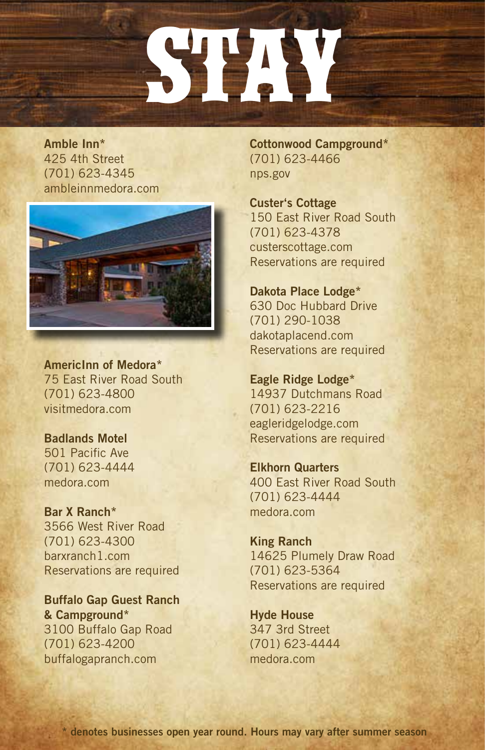# STAY

**Amble Inn***
425 4th Street
(701) 623-4345
ambleinnmedora.com

**AmericInn of Medora***
75 East River Road South
(701) 623-4800
visitmedora.com

**Badlands Motel**
501 Pacific Ave
(701) 623-4444
medora.com

**Bar X Ranch***
3566 West River Road
(701) 623-4300
barxranch1.com
Reservations are required

**Buffalo Gap Guest Ranch & Campground***
3100 Buffalo Gap Road
(701) 623-4200
buffalogapranch.com

**Cottonwood Campground***
(701) 623-4466
nps.gov

**Custer's Cottage**
150 East River Road South
(701) 623-4378
custerscottage.com
Reservations are required

**Dakota Place Lodge***
630 Doc Hubbard Drive
(701) 290-1038
dakotaplacend.com
Reservations are required

**Eagle Ridge Lodge***
14937 Dutchmans Road
(701) 623-2216
eagleridgelodge.com
Reservations are required

**Elkhorn Quarters**
400 East River Road South
(701) 623-4444
medora.com

**King Ranch**
14625 Plumely Draw Road
(701) 623-5364
Reservations are required

**Hyde House**
347 3rd Street
(701) 623-4444
medora.com

**\* denotes businesses open year round. Hours may vary after summer season**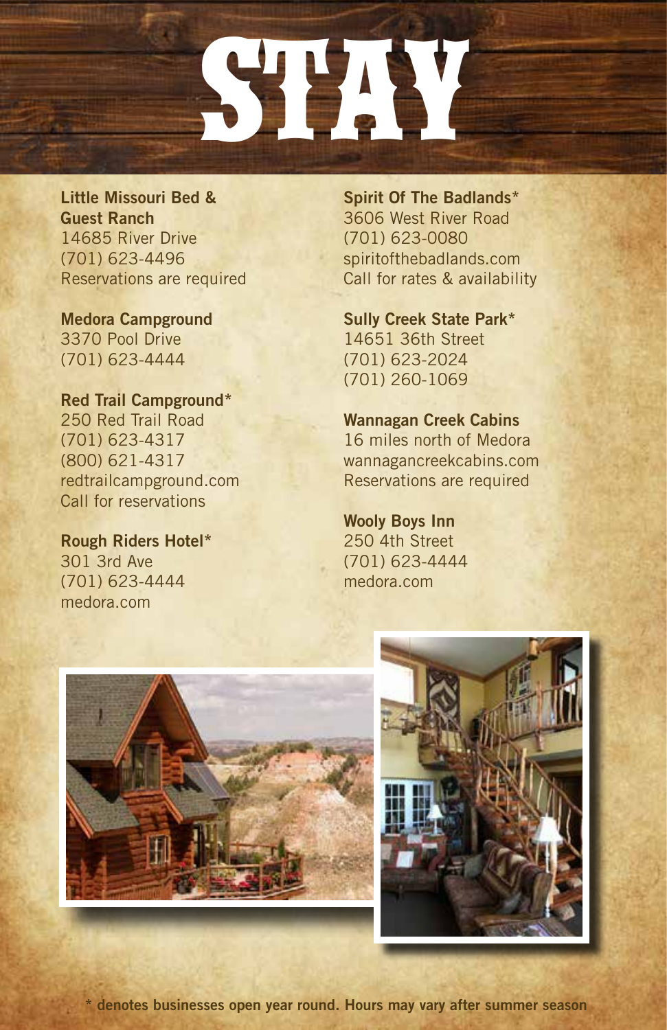# STAY

**Little Missouri Bed & Guest Ranch**
14685 River Drive
(701) 623-4496
Reservations are required

**Medora Campground**
3370 Pool Drive
(701) 623-4444

**Red Trail Campground***
250 Red Trail Road
(701) 623-4317
(800) 621-4317
redtrailcampground.com
Call for reservations

**Rough Riders Hotel***
301 3rd Ave
(701) 623-4444
medora.com

**Spirit Of The Badlands***
3606 West River Road
(701) 623-0080
spiritofthebadlands.com
Call for rates & availability

**Sully Creek State Park***
14651 36th Street
(701) 623-2024
(701) 260-1069

**Wannagan Creek Cabins**
16 miles north of Medora
wannagancreekcabins.com
Reservations are required

**Wooly Boys Inn**
250 4th Street
(701) 623-4444
medora.com

**\* denotes businesses open year round. Hours may vary after summer season**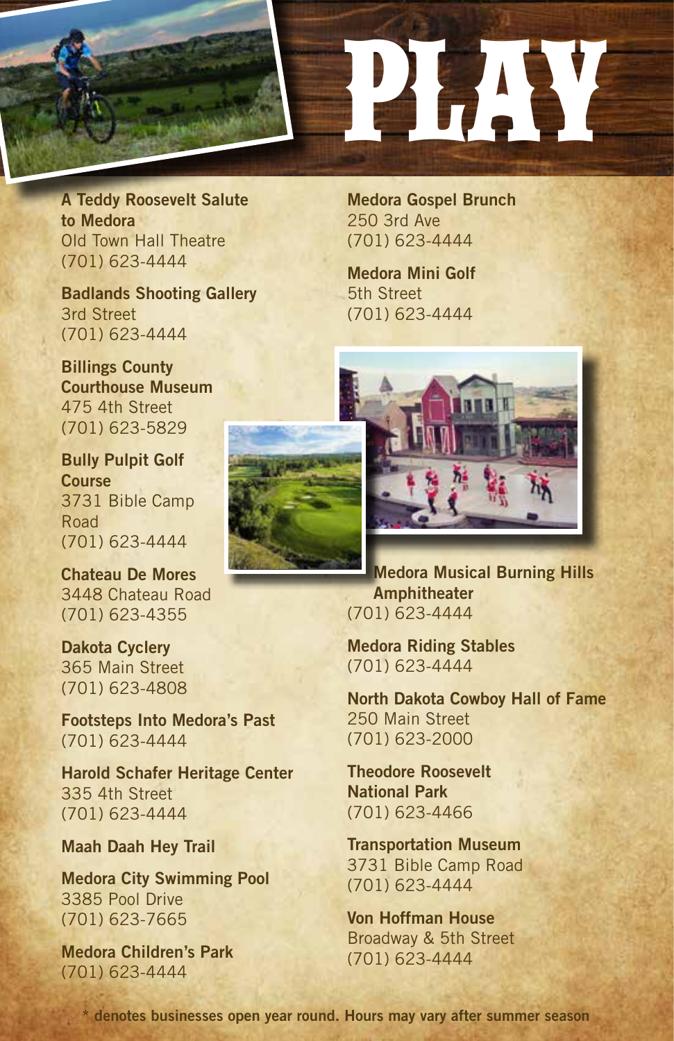# PLAY

**A Teddy Roosevelt Salute to Medora**
Old Town Hall Theatre
(701) 623-4444

**Badlands Shooting Gallery**
3rd Street
(701) 623-4444

**Billings County Courthouse Museum**
475 4th Street
(701) 623-5829

**Bully Pulpit Golf Course**
3731 Bible Camp Road
(701) 623-4444

**Chateau De Mores**
3448 Chateau Road
(701) 623-4355

**Dakota Cyclery**
365 Main Street
(701) 623-4808

**Footsteps Into Medora's Past**
(701) 623-4444

**Harold Schafer Heritage Center**
335 4th Street
(701) 623-4444

**Maah Daah Hey Trail**

**Medora City Swimming Pool**
3385 Pool Drive
(701) 623-7665

**Medora Children's Park**
(701) 623-4444

**Medora Gospel Brunch**
250 3rd Ave
(701) 623-4444

**Medora Mini Golf**
5th Street
(701) 623-4444

**Medora Musical Burning Hills Amphitheater**
(701) 623-4444

**Medora Riding Stables**
(701) 623-4444

**North Dakota Cowboy Hall of Fame**
250 Main Street
(701) 623-2000

**Theodore Roosevelt National Park**
(701) 623-4466

**Transportation Museum**
3731 Bible Camp Road
(701) 623-4444

**Von Hoffman House**
Broadway & 5th Street
(701) 623-4444

\* **denotes businesses open year round. Hours may vary after summer season**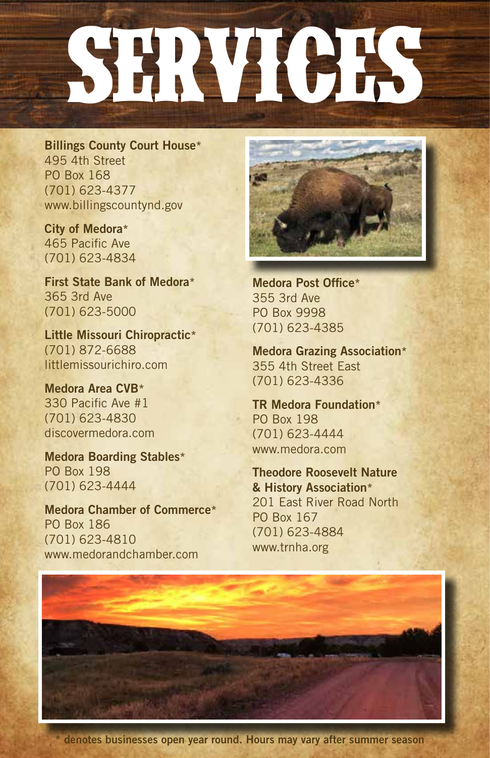# SERVICES

**Billings County Court House***
495 4th Street
PO Box 168
(701) 623-4377
www.billingscountynd.gov

**City of Medora***
465 Pacific Ave
(701) 623-4834

**First State Bank of Medora***
365 3rd Ave
(701) 623-5000

**Little Missouri Chiropractic***
(701) 872-6688
littlemissourichiro.com

**Medora Area CVB***
330 Pacific Ave #1
(701) 623-4830
discovermedora.com

**Medora Boarding Stables***
PO Box 198
(701) 623-4444

**Medora Chamber of Commerce***
PO Box 186
(701) 623-4810
www.medorandchamber.com

**Medora Post Office***
355 3rd Ave
PO Box 9998
(701) 623-4385

**Medora Grazing Association***
355 4th Street East
(701) 623-4336

**TR Medora Foundation***
PO Box 198
(701) 623-4444
www.medora.com

**Theodore Roosevelt Nature & History Association***
201 East River Road North
PO Box 167
(701) 623-4884
www.trnha.org

**\* denotes businesses open year round. Hours may vary after summer season**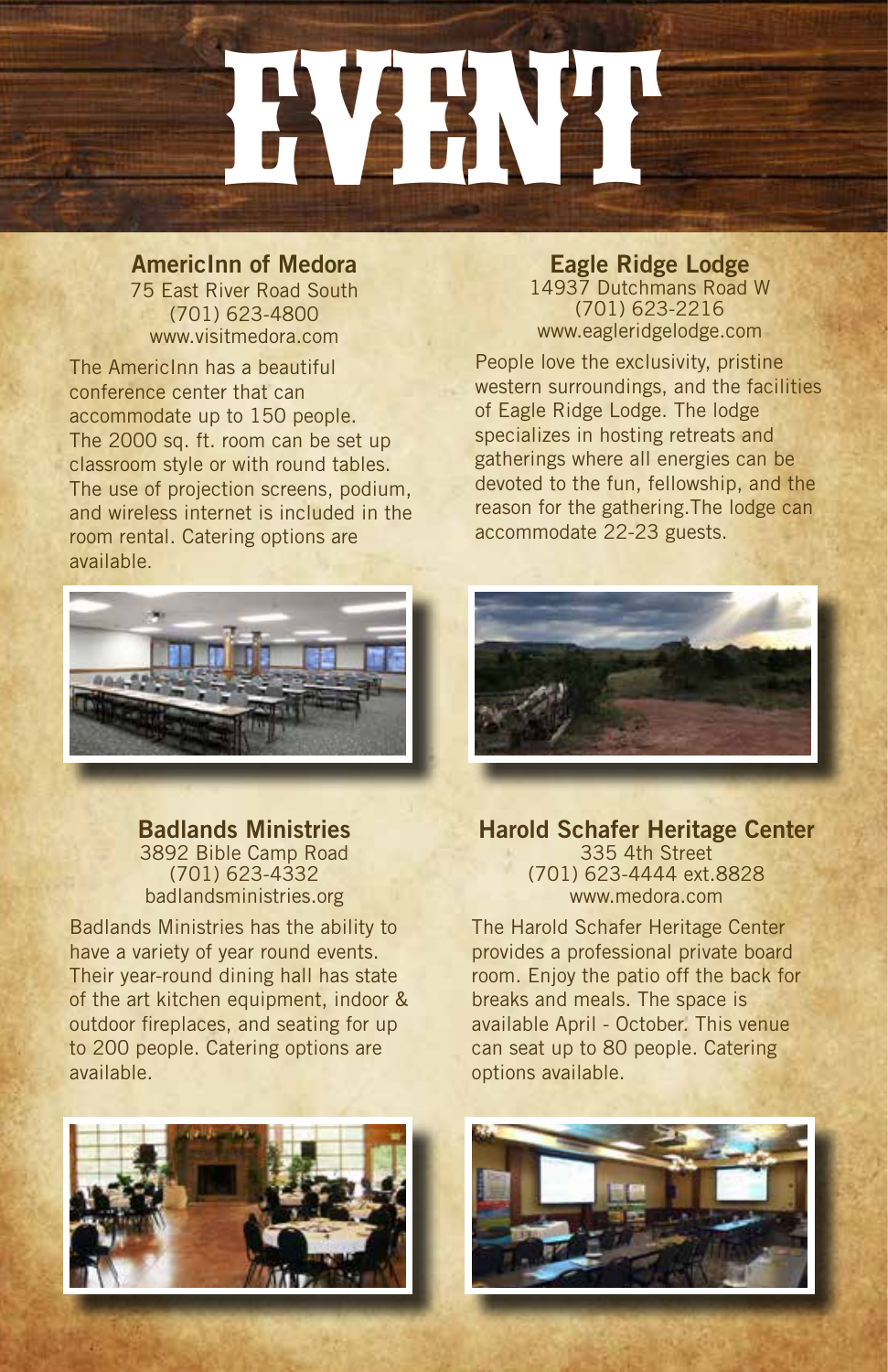# EVENT

### AmericInn of Medora

75 East River Road South
(701) 623-4800
www.visitmedora.com

The AmericInn has a beautiful conference center that can accommodate up to 150 people. The 2000 sq. ft. room can be set up classroom style or with round tables. The use of projection screens, podium, and wireless internet is included in the room rental. Catering options are available.

### Eagle Ridge Lodge

14937 Dutchmans Road W
(701) 623-2216
www.eagleridgelodge.com

People love the exclusivity, pristine western surroundings, and the facilities of Eagle Ridge Lodge. The lodge specializes in hosting retreats and gatherings where all energies can be devoted to the fun, fellowship, and the reason for the gathering.The lodge can accommodate 22-23 guests.

### Badlands Ministries

3892 Bible Camp Road
(701) 623-4332
badlandsministries.org

Badlands Ministries has the ability to have a variety of year round events. Their year-round dining hall has state of the art kitchen equipment, indoor & outdoor fireplaces, and seating for up to 200 people. Catering options are available.

### Harold Schafer Heritage Center

335 4th Street
(701) 623-4444 ext.8828
www.medora.com

The Harold Schafer Heritage Center provides a professional private board room. Enjoy the patio off the back for breaks and meals. The space is available April - October. This venue can seat up to 80 people. Catering options available.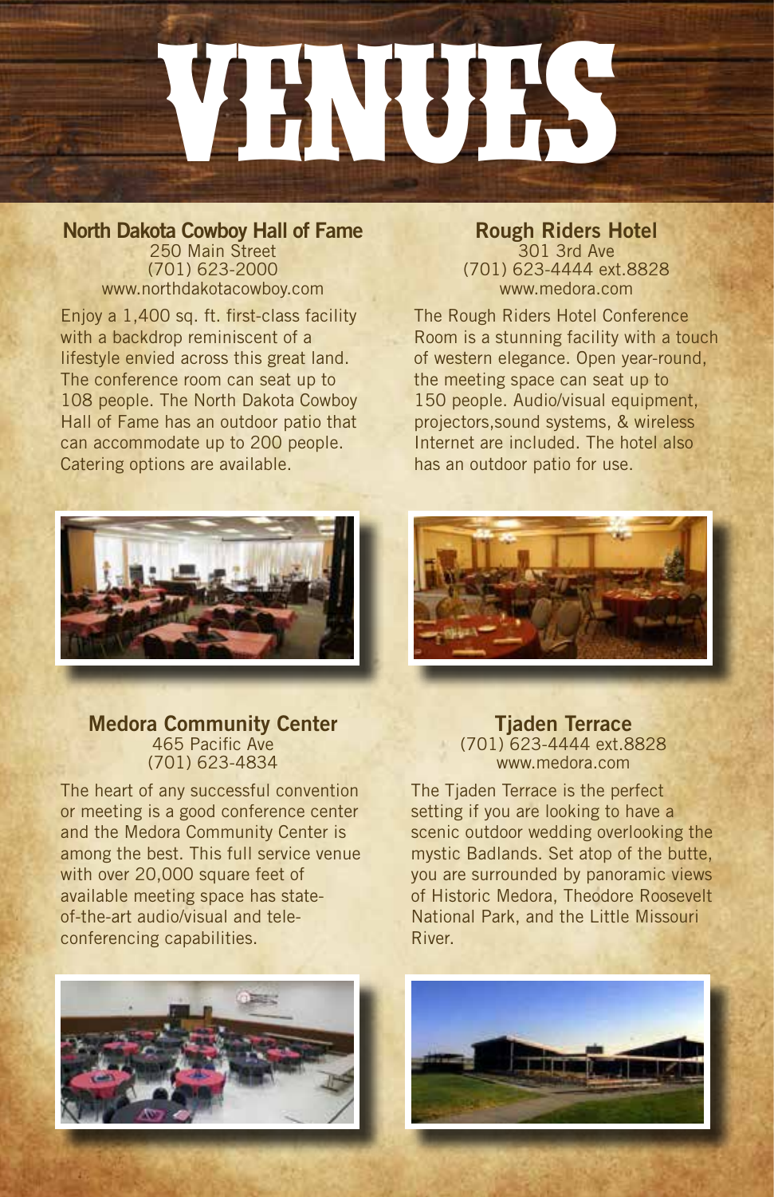# VENUES

## North Dakota Cowboy Hall of Fame

250 Main Street
(701) 623-2000
www.northdakotacowboy.com

Enjoy a 1,400 sq. ft. first-class facility with a backdrop reminiscent of a lifestyle envied across this great land. The conference room can seat up to 108 people. The North Dakota Cowboy Hall of Fame has an outdoor patio that can accommodate up to 200 people. Catering options are available.

## Rough Riders Hotel

301 3rd Ave
(701) 623-4444 ext.8828
www.medora.com

The Rough Riders Hotel Conference Room is a stunning facility with a touch of western elegance. Open year-round, the meeting space can seat up to 150 people. Audio/visual equipment, projectors,sound systems, & wireless Internet are included. The hotel also has an outdoor patio for use.

## Medora Community Center

465 Pacific Ave
(701) 623-4834

The heart of any successful convention or meeting is a good conference center and the Medora Community Center is among the best. This full service venue with over 20,000 square feet of available meeting space has state-of-the-art audio/visual and tele-conferencing capabilities.

## Tjaden Terrace

(701) 623-4444 ext.8828
www.medora.com

The Tjaden Terrace is the perfect setting if you are looking to have a scenic outdoor wedding overlooking the mystic Badlands. Set atop of the butte, you are surrounded by panoramic views of Historic Medora, Theodore Roosevelt National Park, and the Little Missouri River.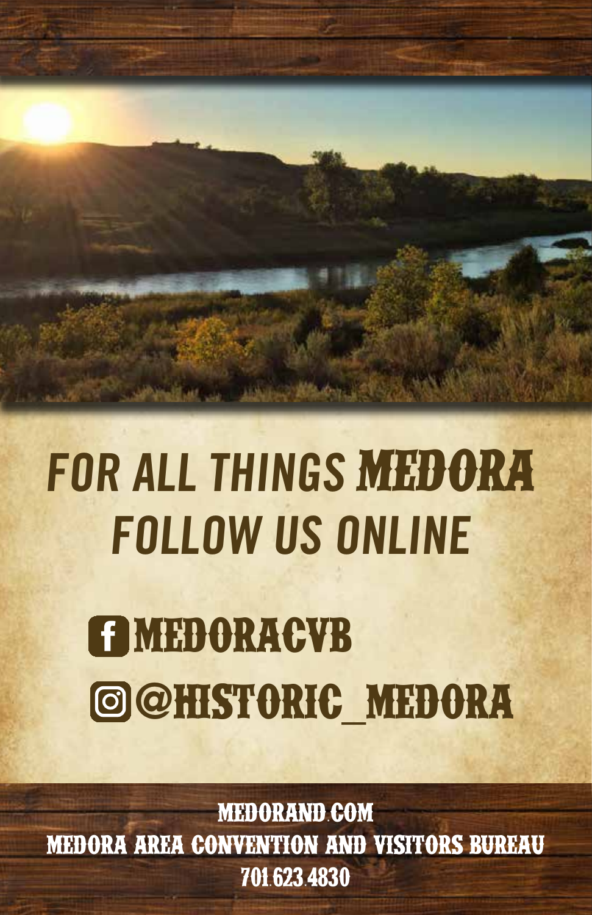# FOR ALL THINGS MEDORA FOLLOW US ONLINE

MEDORACVB

@HISTORIC_MEDORA

MEDORAND.COM

MEDORA AREA CONVENTION AND VISITORS BUREAU

701.623.4830